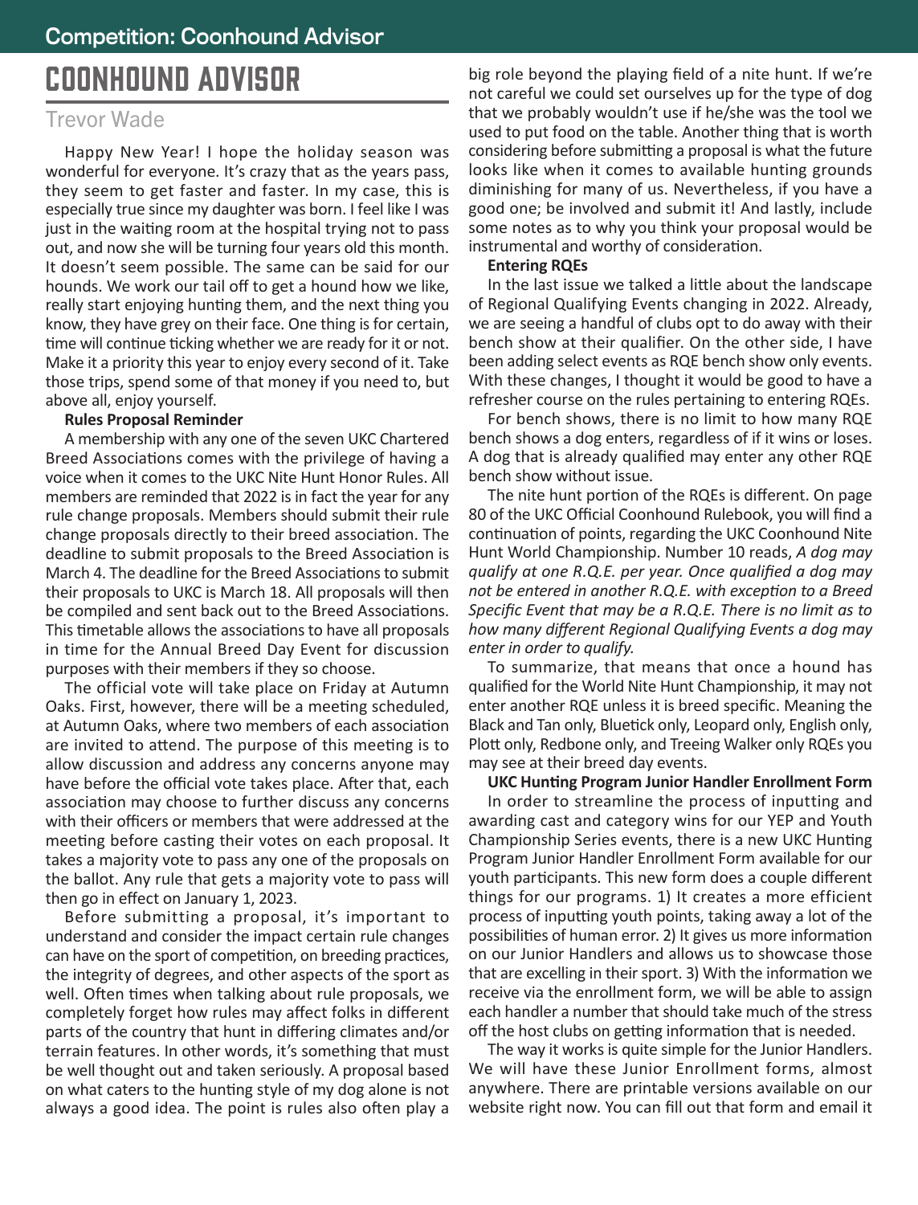# COONHOUND ADVISOR

Trevor Wade

Happy New Year! I hope the holiday season was wonderful for everyone. It's crazy that as the years pass, they seem to get faster and faster. In my case, this is especially true since my daughter was born. I feel like I was just in the waiting room at the hospital trying not to pass out, and now she will be turning four years old this month. It doesn't seem possible. The same can be said for our hounds. We work our tail off to get a hound how we like, really start enjoying hunting them, and the next thing you know, they have grey on their face. One thing is for certain, time will continue ticking whether we are ready for it or not. Make it a priority this year to enjoy every second of it. Take those trips, spend some of that money if you need to, but above all, enjoy yourself.

**Rules Proposal Reminder**

A membership with any one of the seven UKC Chartered Breed Associations comes with the privilege of having a voice when it comes to the UKC Nite Hunt Honor Rules. All members are reminded that 2022 is in fact the year for any rule change proposals. Members should submit their rule change proposals directly to their breed association. The deadline to submit proposals to the Breed Association is March 4. The deadline for the Breed Associations to submit their proposals to UKC is March 18. All proposals will then be compiled and sent back out to the Breed Associations. This timetable allows the associations to have all proposals in time for the Annual Breed Day Event for discussion purposes with their members if they so choose.

The official vote will take place on Friday at Autumn Oaks. First, however, there will be a meeting scheduled, at Autumn Oaks, where two members of each association are invited to attend. The purpose of this meeting is to allow discussion and address any concerns anyone may have before the official vote takes place. After that, each association may choose to further discuss any concerns with their officers or members that were addressed at the meeting before casting their votes on each proposal. It takes a majority vote to pass any one of the proposals on the ballot. Any rule that gets a majority vote to pass will then go in effect on January 1, 2023.

Before submitting a proposal, it's important to understand and consider the impact certain rule changes can have on the sport of competition, on breeding practices, the integrity of degrees, and other aspects of the sport as well. Often times when talking about rule proposals, we completely forget how rules may affect folks in different parts of the country that hunt in differing climates and/or terrain features. In other words, it's something that must be well thought out and taken seriously. A proposal based on what caters to the hunting style of my dog alone is not always a good idea. The point is rules also often play a big role beyond the playing field of a nite hunt. If we're not careful we could set ourselves up for the type of dog that we probably wouldn't use if he/she was the tool we used to put food on the table. Another thing that is worth considering before submitting a proposal is what the future looks like when it comes to available hunting grounds diminishing for many of us. Nevertheless, if you have a good one; be involved and submit it! And lastly, include some notes as to why you think your proposal would be instrumental and worthy of consideration.

**Entering RQEs**

In the last issue we talked a little about the landscape of Regional Qualifying Events changing in 2022. Already, we are seeing a handful of clubs opt to do away with their bench show at their qualifier. On the other side, I have been adding select events as RQE bench show only events. With these changes, I thought it would be good to have a refresher course on the rules pertaining to entering RQEs.

For bench shows, there is no limit to how many RQE bench shows a dog enters, regardless of if it wins or loses. A dog that is already qualified may enter any other RQE bench show without issue.

The nite hunt portion of the RQEs is different. On page 80 of the UKC Official Coonhound Rulebook, you will find a continuation of points, regarding the UKC Coonhound Nite Hunt World Championship. Number 10 reads, *A dog may qualify at one R.Q.E. per year. Once qualified a dog may not be entered in another R.Q.E. with exception to a Breed Specific Event that may be a R.Q.E. There is no limit as to how many different Regional Qualifying Events a dog may enter in order to qualify.*

To summarize, that means that once a hound has qualified for the World Nite Hunt Championship, it may not enter another RQE unless it is breed specific. Meaning the Black and Tan only, Bluetick only, Leopard only, English only, Plott only, Redbone only, and Treeing Walker only RQEs you may see at their breed day events.

**UKC Hunting Program Junior Handler Enrollment Form**

In order to streamline the process of inputting and awarding cast and category wins for our YEP and Youth Championship Series events, there is a new UKC Hunting Program Junior Handler Enrollment Form available for our youth participants. This new form does a couple different things for our programs. 1) It creates a more efficient process of inputting youth points, taking away a lot of the possibilities of human error. 2) It gives us more information on our Junior Handlers and allows us to showcase those that are excelling in their sport. 3) With the information we receive via the enrollment form, we will be able to assign each handler a number that should take much of the stress off the host clubs on getting information that is needed.

The way it works is quite simple for the Junior Handlers. We will have these Junior Enrollment forms, almost anywhere. There are printable versions available on our website right now. You can fill out that form and email it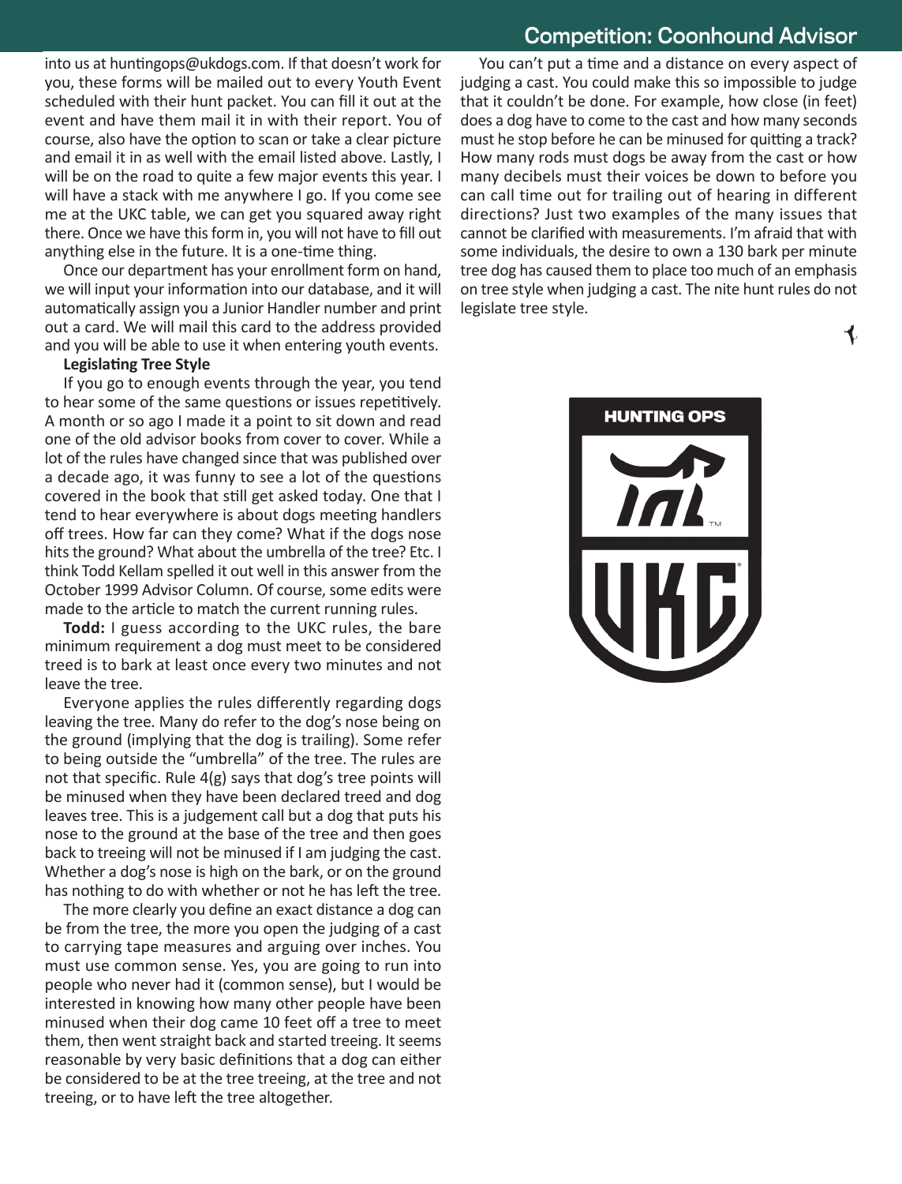into us at huntingops@ukdogs.com. If that doesn't work for you, these forms will be mailed out to every Youth Event scheduled with their hunt packet. You can fill it out at the event and have them mail it in with their report. You of course, also have the option to scan or take a clear picture and email it in as well with the email listed above. Lastly, I will be on the road to quite a few major events this year. I will have a stack with me anywhere I go. If you come see me at the UKC table, we can get you squared away right there. Once we have this form in, you will not have to fill out anything else in the future. It is a one-time thing.

Once our department has your enrollment form on hand, we will input your information into our database, and it will automatically assign you a Junior Handler number and print out a card. We will mail this card to the address provided and you will be able to use it when entering youth events.

**Legislating Tree Style**

If you go to enough events through the year, you tend to hear some of the same questions or issues repetitively. A month or so ago I made it a point to sit down and read one of the old advisor books from cover to cover. While a lot of the rules have changed since that was published over a decade ago, it was funny to see a lot of the questions covered in the book that still get asked today. One that I tend to hear everywhere is about dogs meeting handlers off trees. How far can they come? What if the dogs nose hits the ground? What about the umbrella of the tree? Etc. I think Todd Kellam spelled it out well in this answer from the October 1999 Advisor Column. Of course, some edits were made to the article to match the current running rules.

**Todd:** I guess according to the UKC rules, the bare minimum requirement a dog must meet to be considered treed is to bark at least once every two minutes and not leave the tree.

Everyone applies the rules differently regarding dogs leaving the tree. Many do refer to the dog's nose being on the ground (implying that the dog is trailing). Some refer to being outside the "umbrella" of the tree. The rules are not that specific. Rule 4(g) says that dog's tree points will be minused when they have been declared treed and dog leaves tree. This is a judgement call but a dog that puts his nose to the ground at the base of the tree and then goes back to treeing will not be minused if I am judging the cast. Whether a dog's nose is high on the bark, or on the ground has nothing to do with whether or not he has left the tree.

The more clearly you define an exact distance a dog can be from the tree, the more you open the judging of a cast to carrying tape measures and arguing over inches. You must use common sense. Yes, you are going to run into people who never had it (common sense), but I would be interested in knowing how many other people have been minused when their dog came 10 feet off a tree to meet them, then went straight back and started treeing. It seems reasonable by very basic definitions that a dog can either be considered to be at the tree treeing, at the tree and not treeing, or to have left the tree altogether.

You can't put a time and a distance on every aspect of judging a cast. You could make this so impossible to judge that it couldn't be done. For example, how close (in feet) does a dog have to come to the cast and how many seconds must he stop before he can be minused for quitting a track? How many rods must dogs be away from the cast or how many decibels must their voices be down to before you can call time out for trailing out of hearing in different directions? Just two examples of the many issues that cannot be clarified with measurements. I'm afraid that with some individuals, the desire to own a 130 bark per minute tree dog has caused them to place too much of an emphasis on tree style when judging a cast. The nite hunt rules do not legislate tree style.

HUNTING OPS

UKC